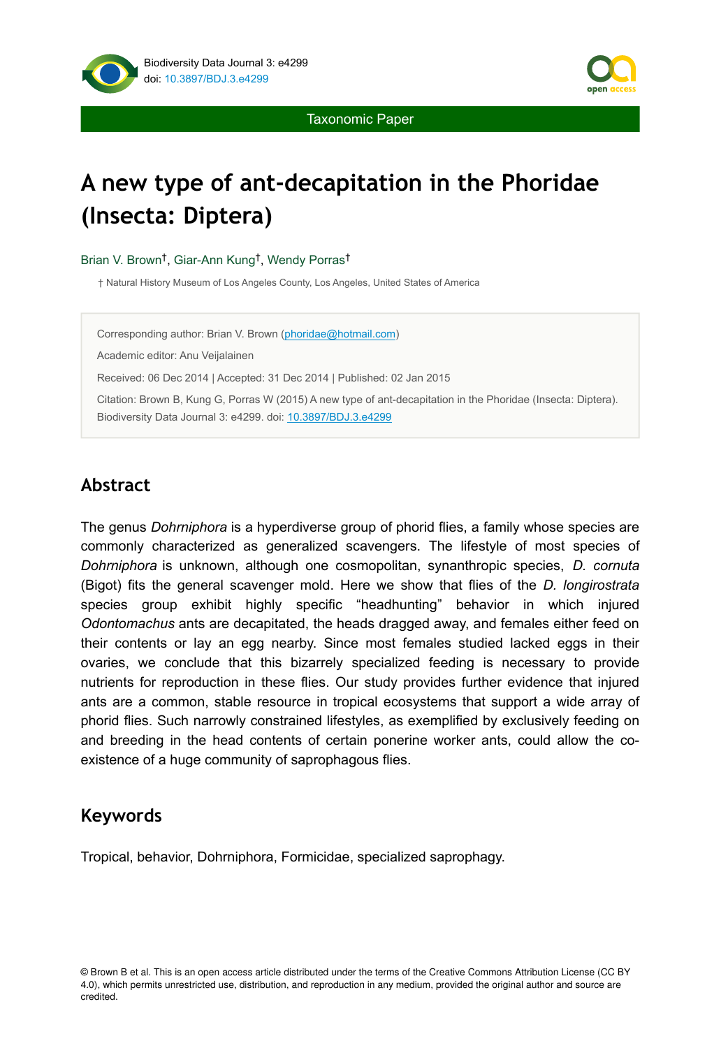Taxonomic Paper

# A new type of ant-decapitation in the Phoridae (Insecta: Diptera)

Brian V. Brown[†], Giar-Ann Kung[†], Wendy Porras[†]

[†] Natural History Museum of Los Angeles County, Los Angeles, United States of America

Corresponding author: Brian V. Brown (phoridae@hotmail.com)

Academic editor: Anu Veijalainen

Received: 06 Dec 2014 | Accepted: 31 Dec 2014 | Published: 02 Jan 2015

Citation: Brown B, Kung G, Porras W (2015) A new type of ant-decapitation in the Phoridae (Insecta: Diptera). Biodiversity Data Journal 3: e4299. doi: 10.3897/BDJ.3.e4299

## Abstract

The genus *Dohrniphora* is a hyperdiverse group of phorid flies, a family whose species are commonly characterized as generalized scavengers. The lifestyle of most species of *Dohrniphora* is unknown, although one cosmopolitan, synanthropic species, *D. cornuta* (Bigot) fits the general scavenger mold. Here we show that flies of the *D. longirostrata* species group exhibit highly specific "headhunting" behavior in which injured *Odontomachus* ants are decapitated, the heads dragged away, and females either feed on their contents or lay an egg nearby. Since most females studied lacked eggs in their ovaries, we conclude that this bizarrely specialized feeding is necessary to provide nutrients for reproduction in these flies. Our study provides further evidence that injured ants are a common, stable resource in tropical ecosystems that support a wide array of phorid flies. Such narrowly constrained lifestyles, as exemplified by exclusively feeding on and breeding in the head contents of certain ponerine worker ants, could allow the co-existence of a huge community of saprophagous flies.

## Keywords

Tropical, behavior, Dohrniphora, Formicidae, specialized saprophagy.

© Brown B et al. This is an open access article distributed under the terms of the Creative Commons Attribution License (CC BY 4.0), which permits unrestricted use, distribution, and reproduction in any medium, provided the original author and source are credited.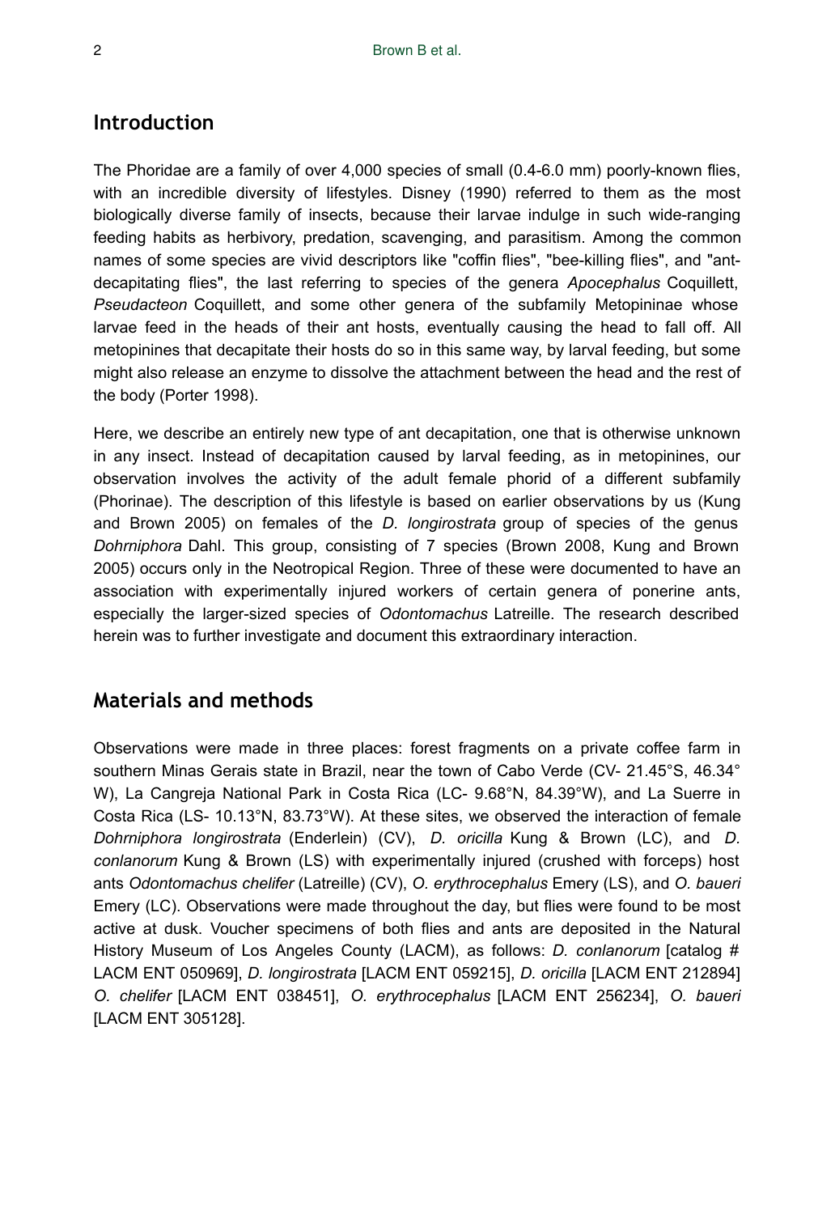## Introduction

The Phoridae are a family of over 4,000 species of small (0.4-6.0 mm) poorly-known flies, with an incredible diversity of lifestyles. Disney (1990) referred to them as the most biologically diverse family of insects, because their larvae indulge in such wide-ranging feeding habits as herbivory, predation, scavenging, and parasitism. Among the common names of some species are vivid descriptors like "coffin flies", "bee-killing flies", and "ant-decapitating flies", the last referring to species of the genera *Apocephalus* Coquillett, *Pseudacteon* Coquillett, and some other genera of the subfamily Metopininae whose larvae feed in the heads of their ant hosts, eventually causing the head to fall off. All metopinines that decapitate their hosts do so in this same way, by larval feeding, but some might also release an enzyme to dissolve the attachment between the head and the rest of the body (Porter 1998).

Here, we describe an entirely new type of ant decapitation, one that is otherwise unknown in any insect. Instead of decapitation caused by larval feeding, as in metopinines, our observation involves the activity of the adult female phorid of a different subfamily (Phorinae). The description of this lifestyle is based on earlier observations by us (Kung and Brown 2005) on females of the *D. longirostrata* group of species of the genus *Dohrniphora* Dahl. This group, consisting of 7 species (Brown 2008, Kung and Brown 2005) occurs only in the Neotropical Region. Three of these were documented to have an association with experimentally injured workers of certain genera of ponerine ants, especially the larger-sized species of *Odontomachus* Latreille. The research described herein was to further investigate and document this extraordinary interaction.

## Materials and methods

Observations were made in three places: forest fragments on a private coffee farm in southern Minas Gerais state in Brazil, near the town of Cabo Verde (CV- 21.45°S, 46.34° W), La Cangreja National Park in Costa Rica (LC- 9.68°N, 84.39°W), and La Suerre in Costa Rica (LS- 10.13°N, 83.73°W). At these sites, we observed the interaction of female *Dohrniphora longirostrata* (Enderlein) (CV), *D. oricilla* Kung & Brown (LC), and *D. conlanorum* Kung & Brown (LS) with experimentally injured (crushed with forceps) host ants *Odontomachus chelifer* (Latreille) (CV), *O. erythrocephalus* Emery (LS), and *O. baueri* Emery (LC). Observations were made throughout the day, but flies were found to be most active at dusk. Voucher specimens of both flies and ants are deposited in the Natural History Museum of Los Angeles County (LACM), as follows: *D. conlanorum* [catalog # LACM ENT 050969], *D. longirostrata* [LACM ENT 059215], *D. oricilla* [LACM ENT 212894] *O. chelifer* [LACM ENT 038451], *O. erythrocephalus* [LACM ENT 256234], *O. baueri* [LACM ENT 305128].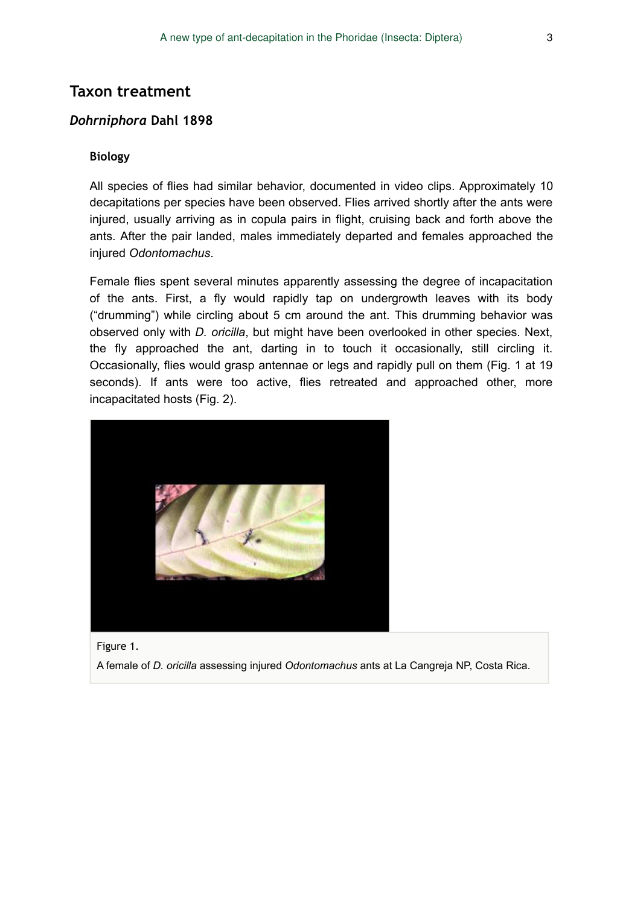## Taxon treatment

### *Dohrniphora* Dahl 1898

#### Biology

All species of flies had similar behavior, documented in video clips. Approximately 10 decapitations per species have been observed. Flies arrived shortly after the ants were injured, usually arriving as in copula pairs in flight, cruising back and forth above the ants. After the pair landed, males immediately departed and females approached the injured *Odontomachus*.

Female flies spent several minutes apparently assessing the degree of incapacitation of the ants. First, a fly would rapidly tap on undergrowth leaves with its body ("drumming") while circling about 5 cm around the ant. This drumming behavior was observed only with *D. oricilla*, but might have been overlooked in other species. Next, the fly approached the ant, darting in to touch it occasionally, still circling it. Occasionally, flies would grasp antennae or legs and rapidly pull on them (Fig. 1 at 19 seconds). If ants were too active, flies retreated and approached other, more incapacitated hosts (Fig. 2).

Figure 1.

A female of *D. oricilla* assessing injured *Odontomachus* ants at La Cangreja NP, Costa Rica.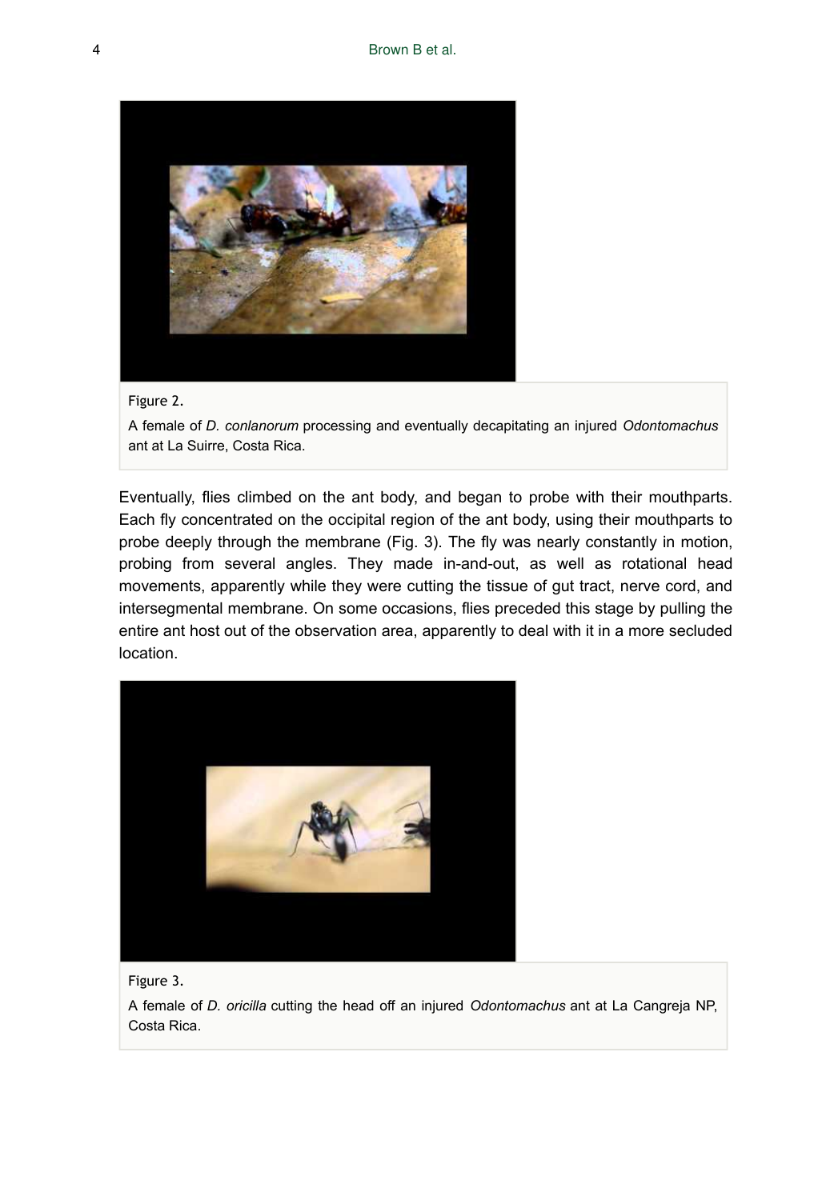Figure 2.

A female of *D. conlanorum* processing and eventually decapitating an injured *Odontomachus* ant at La Suirre, Costa Rica.

Eventually, flies climbed on the ant body, and began to probe with their mouthparts. Each fly concentrated on the occipital region of the ant body, using their mouthparts to probe deeply through the membrane (Fig. 3). The fly was nearly constantly in motion, probing from several angles. They made in-and-out, as well as rotational head movements, apparently while they were cutting the tissue of gut tract, nerve cord, and intersegmental membrane. On some occasions, flies preceded this stage by pulling the entire ant host out of the observation area, apparently to deal with it in a more secluded location.

Figure 3.

A female of *D. oricilla* cutting the head off an injured *Odontomachus* ant at La Cangreja NP, Costa Rica.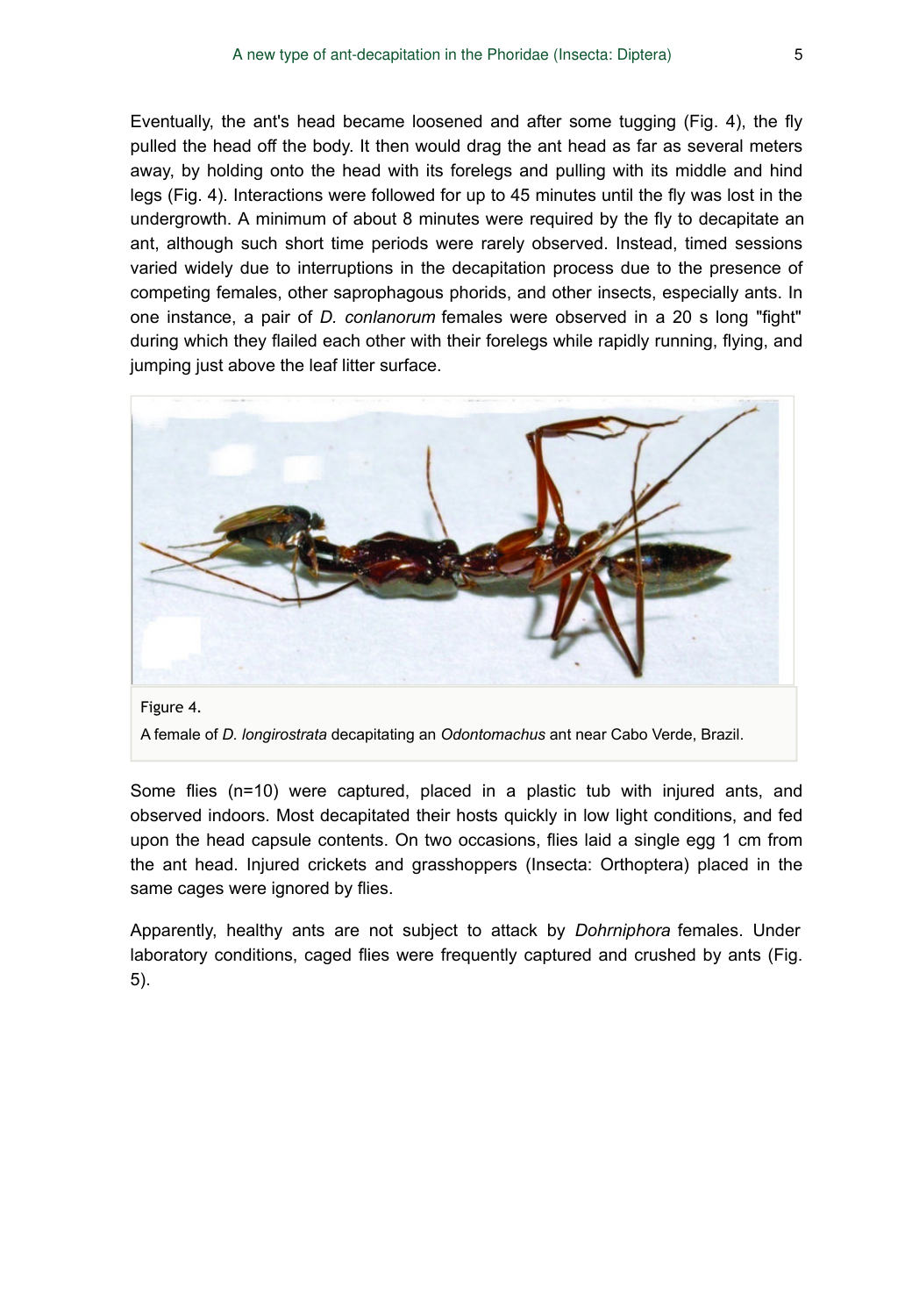Eventually, the ant's head became loosened and after some tugging (Fig. 4), the fly pulled the head off the body. It then would drag the ant head as far as several meters away, by holding onto the head with its forelegs and pulling with its middle and hind legs (Fig. 4). Interactions were followed for up to 45 minutes until the fly was lost in the undergrowth. A minimum of about 8 minutes were required by the fly to decapitate an ant, although such short time periods were rarely observed. Instead, timed sessions varied widely due to interruptions in the decapitation process due to the presence of competing females, other saprophagous phorids, and other insects, especially ants. In one instance, a pair of *D. conlanorum* females were observed in a 20 s long "fight" during which they flailed each other with their forelegs while rapidly running, flying, and jumping just above the leaf litter surface.

Figure 4.

A female of *D. longirostrata* decapitating an *Odontomachus* ant near Cabo Verde, Brazil.

Some flies (n=10) were captured, placed in a plastic tub with injured ants, and observed indoors. Most decapitated their hosts quickly in low light conditions, and fed upon the head capsule contents. On two occasions, flies laid a single egg 1 cm from the ant head. Injured crickets and grasshoppers (Insecta: Orthoptera) placed in the same cages were ignored by flies.

Apparently, healthy ants are not subject to attack by *Dohrniphora* females. Under laboratory conditions, caged flies were frequently captured and crushed by ants (Fig. 5).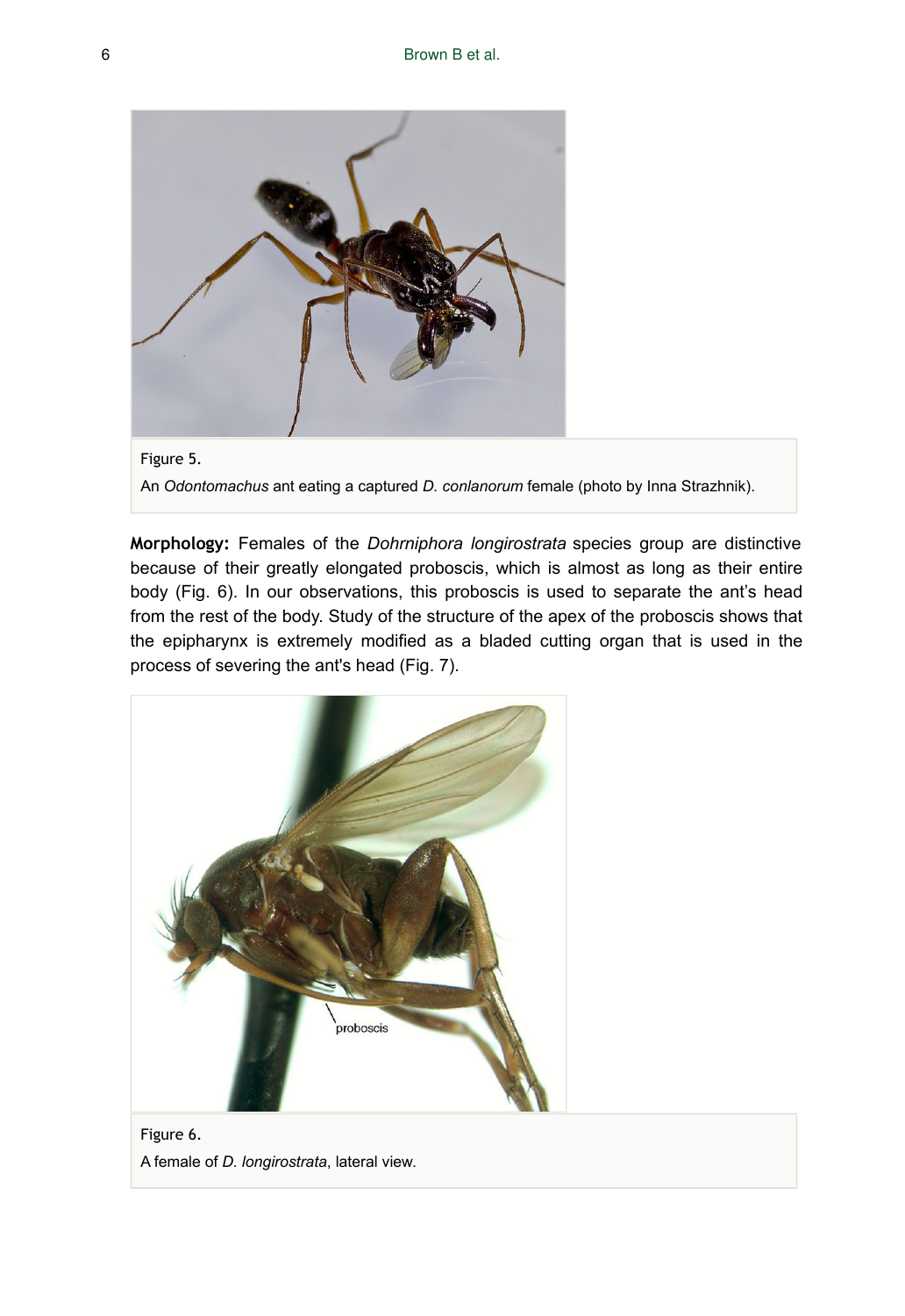Figure 5.

An *Odontomachus* ant eating a captured *D. conlanorum* female (photo by Inna Strazhnik).

**Morphology:** Females of the *Dohrniphora longirostrata* species group are distinctive because of their greatly elongated proboscis, which is almost as long as their entire body (Fig. 6). In our observations, this proboscis is used to separate the ant's head from the rest of the body. Study of the structure of the apex of the proboscis shows that the epipharynx is extremely modified as a bladed cutting organ that is used in the process of severing the ant's head (Fig. 7).

Figure 6.

A female of *D. longirostrata*, lateral view.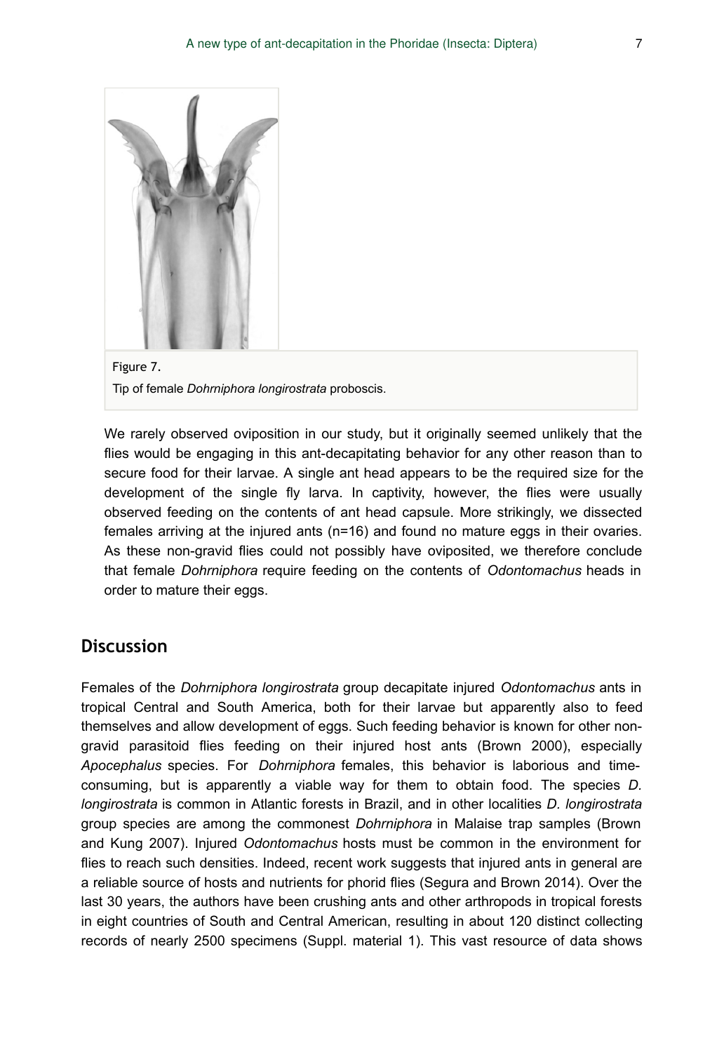Figure 7.

Tip of female *Dohrniphora longirostrata* proboscis.

We rarely observed oviposition in our study, but it originally seemed unlikely that the flies would be engaging in this ant-decapitating behavior for any other reason than to secure food for their larvae. A single ant head appears to be the required size for the development of the single fly larva. In captivity, however, the flies were usually observed feeding on the contents of ant head capsule. More strikingly, we dissected females arriving at the injured ants (n=16) and found no mature eggs in their ovaries. As these non-gravid flies could not possibly have oviposited, we therefore conclude that female *Dohrniphora* require feeding on the contents of *Odontomachus* heads in order to mature their eggs.

## Discussion

Females of the *Dohrniphora longirostrata* group decapitate injured *Odontomachus* ants in tropical Central and South America, both for their larvae but apparently also to feed themselves and allow development of eggs. Such feeding behavior is known for other non-gravid parasitoid flies feeding on their injured host ants (Brown 2000), especially *Apocephalus* species. For *Dohrniphora* females, this behavior is laborious and time-consuming, but is apparently a viable way for them to obtain food. The species *D. longirostrata* is common in Atlantic forests in Brazil, and in other localities *D. longirostrata* group species are among the commonest *Dohrniphora* in Malaise trap samples (Brown and Kung 2007). Injured *Odontomachus* hosts must be common in the environment for flies to reach such densities. Indeed, recent work suggests that injured ants in general are a reliable source of hosts and nutrients for phorid flies (Segura and Brown 2014). Over the last 30 years, the authors have been crushing ants and other arthropods in tropical forests in eight countries of South and Central American, resulting in about 120 distinct collecting records of nearly 2500 specimens (Suppl. material 1). This vast resource of data shows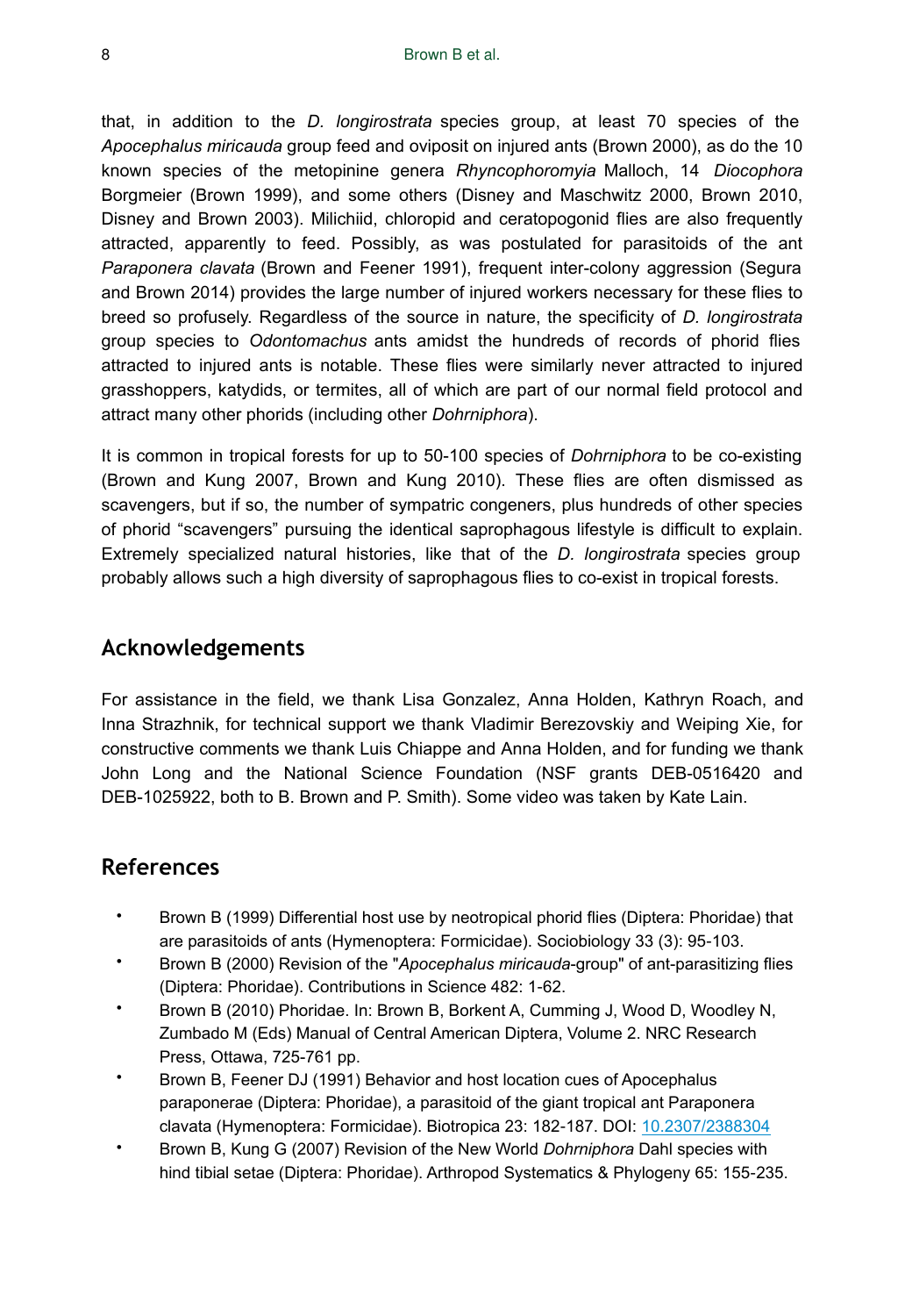that, in addition to the *D. longirostrata* species group, at least 70 species of the *Apocephalus miricauda* group feed and oviposit on injured ants (Brown 2000), as do the 10 known species of the metopinine genera *Rhyncophoromyia* Malloch, 14 *Diocophora* Borgmeier (Brown 1999), and some others (Disney and Maschwitz 2000, Brown 2010, Disney and Brown 2003). Milichiid, chloropid and ceratopogonid flies are also frequently attracted, apparently to feed. Possibly, as was postulated for parasitoids of the ant *Paraponera clavata* (Brown and Feener 1991), frequent inter-colony aggression (Segura and Brown 2014) provides the large number of injured workers necessary for these flies to breed so profusely. Regardless of the source in nature, the specificity of *D. longirostrata* group species to *Odontomachus* ants amidst the hundreds of records of phorid flies attracted to injured ants is notable. These flies were similarly never attracted to injured grasshoppers, katydids, or termites, all of which are part of our normal field protocol and attract many other phorids (including other *Dohrniphora*).

It is common in tropical forests for up to 50-100 species of *Dohrniphora* to be co-existing (Brown and Kung 2007, Brown and Kung 2010). These flies are often dismissed as scavengers, but if so, the number of sympatric congeners, plus hundreds of other species of phorid "scavengers" pursuing the identical saprophagous lifestyle is difficult to explain. Extremely specialized natural histories, like that of the *D. longirostrata* species group probably allows such a high diversity of saprophagous flies to co-exist in tropical forests.

## Acknowledgements

For assistance in the field, we thank Lisa Gonzalez, Anna Holden, Kathryn Roach, and Inna Strazhnik, for technical support we thank Vladimir Berezovskiy and Weiping Xie, for constructive comments we thank Luis Chiappe and Anna Holden, and for funding we thank John Long and the National Science Foundation (NSF grants DEB-0516420 and DEB-1025922, both to B. Brown and P. Smith). Some video was taken by Kate Lain.

## References

- Brown B (1999) Differential host use by neotropical phorid flies (Diptera: Phoridae) that are parasitoids of ants (Hymenoptera: Formicidae). Sociobiology 33 (3): 95-103.
- Brown B (2000) Revision of the "*Apocephalus miricauda*-group" of ant-parasitizing flies (Diptera: Phoridae). Contributions in Science 482: 1-62.
- Brown B (2010) Phoridae. In: Brown B, Borkent A, Cumming J, Wood D, Woodley N, Zumbado M (Eds) Manual of Central American Diptera, Volume 2. NRC Research Press, Ottawa, 725-761 pp.
- Brown B, Feener DJ (1991) Behavior and host location cues of Apocephalus paraponerae (Diptera: Phoridae), a parasitoid of the giant tropical ant Paraponera clavata (Hymenoptera: Formicidae). Biotropica 23: 182-187. DOI: 10.2307/2388304
- Brown B, Kung G (2007) Revision of the New World *Dohrniphora* Dahl species with hind tibial setae (Diptera: Phoridae). Arthropod Systematics & Phylogeny 65: 155-235.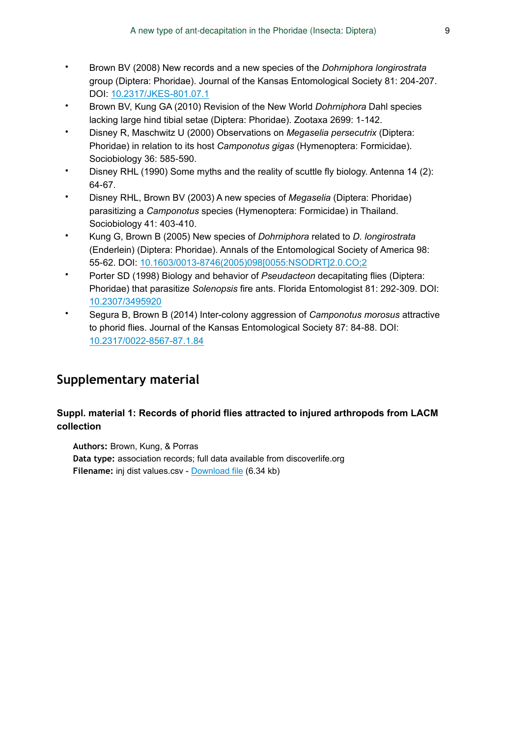- Brown BV (2008) New records and a new species of the *Dohrniphora longirostrata* group (Diptera: Phoridae). Journal of the Kansas Entomological Society 81: 204-207. DOI: [10.2317/JKES-801.07.1](https://doi.org/10.2317/JKES-801.07.1)
- Brown BV, Kung GA (2010) Revision of the New World *Dohrniphora* Dahl species lacking large hind tibial setae (Diptera: Phoridae). Zootaxa 2699: 1-142.
- Disney R, Maschwitz U (2000) Observations on *Megaselia persecutrix* (Diptera: Phoridae) in relation to its host *Camponotus gigas* (Hymenoptera: Formicidae). Sociobiology 36: 585-590.
- Disney RHL (1990) Some myths and the reality of scuttle fly biology. Antenna 14 (2): 64-67.
- Disney RHL, Brown BV (2003) A new species of *Megaselia* (Diptera: Phoridae) parasitizing a *Camponotus* species (Hymenoptera: Formicidae) in Thailand. Sociobiology 41: 403-410.
- Kung G, Brown B (2005) New species of *Dohrniphora* related to *D. longirostrata* (Enderlein) (Diptera: Phoridae). Annals of the Entomological Society of America 98: 55-62. DOI: [10.1603/0013-8746(2005)098[0055:NSODRT]2.0.CO;2](https://doi.org/10.1603/0013-8746(2005)098[0055:NSODRT]2.0.CO;2)
- Porter SD (1998) Biology and behavior of *Pseudacteon* decapitating flies (Diptera: Phoridae) that parasitize *Solenopsis* fire ants. Florida Entomologist 81: 292-309. DOI: [10.2307/3495920](https://doi.org/10.2307/3495920)
- Segura B, Brown B (2014) Inter-colony aggression of *Camponotus morosus* attractive to phorid flies. Journal of the Kansas Entomological Society 87: 84-88. DOI: [10.2317/0022-8567-87.1.84](https://doi.org/10.2317/0022-8567-87.1.84)

## Supplementary material

### Suppl. material 1: Records of phorid flies attracted to injured arthropods from LACM collection

**Authors:** Brown, Kung, & Porras
**Data type:** association records; full data available from discoverlife.org
**Filename:** inj dist values.csv - Download file (6.34 kb)